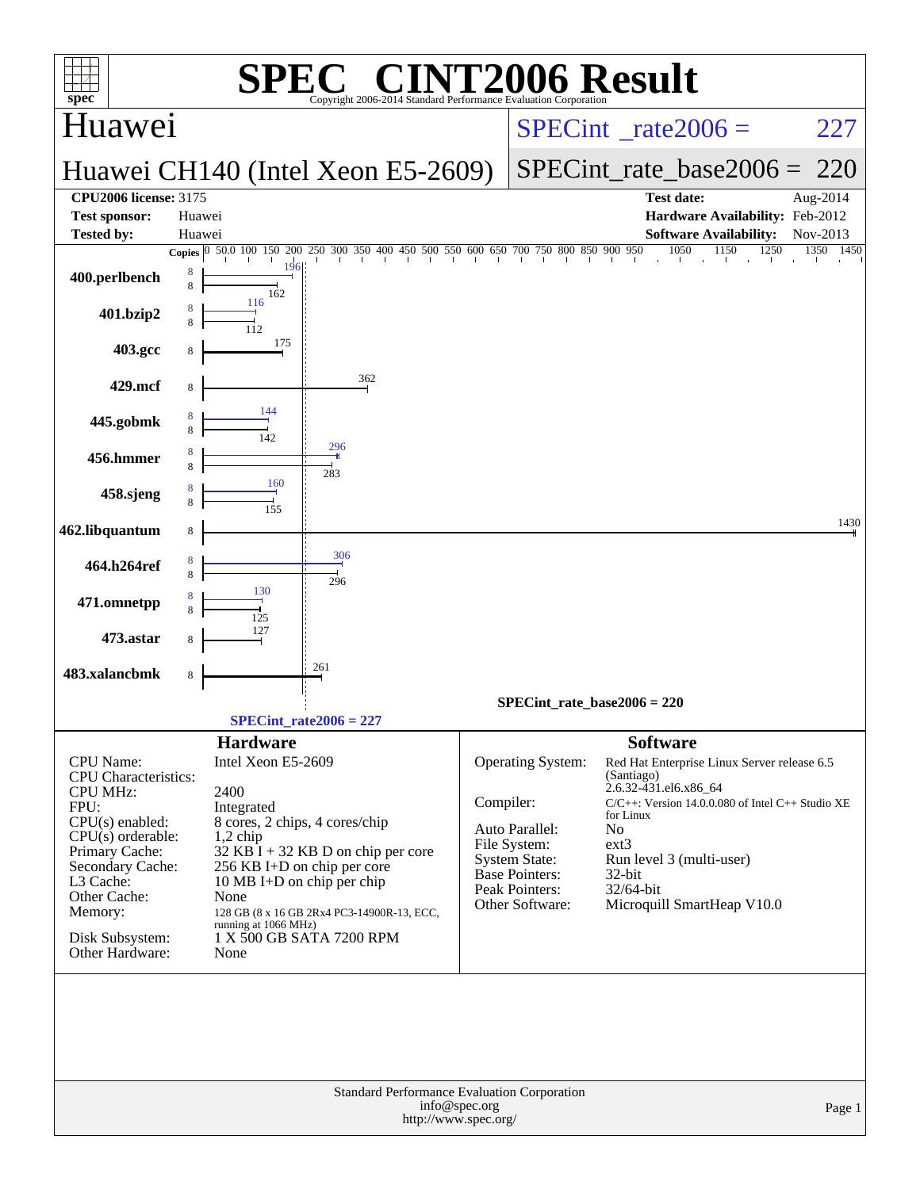# SPEC® CINT2006 Result

Copyright 2006-2014 Standard Performance Evaluation Corporation

## Huawei

## Huawei CH140 (Intel Xeon E5-2609)

SPECint_rate2006 = 227

SPECint_rate_base2006 = 220

| | | | |
|---|---|---|---|
| **CPU2006 license:** | 3175 | **Test date:** | Aug-2014 |
| **Test sponsor:** | Huawei | **Hardware Availability:** | Feb-2012 |
| **Tested by:** | Huawei | **Software Availability:** | Nov-2013 |

| Benchmark | Copies (peak) | Peak | Copies (base) | Base |
|---|---|---|---|---|
| 400.perlbench | 8 | 196 | 8 | 162 |
| 401.bzip2 | 8 | 116 | 8 | 112 |
| 403.gcc | | | 8 | 175 |
| 429.mcf | | | 8 | 362 |
| 445.gobmk | 8 | 144 | 8 | 142 |
| 456.hmmer | 8 | 296 | 8 | 283 |
| 458.sjeng | 8 | 160 | 8 | 155 |
| 462.libquantum | | | 8 | 1430 |
| 464.h264ref | 8 | 306 | 8 | 296 |
| 471.omnetpp | 8 | 130 | 8 | 125 |
| 473.astar | | | 8 | 127 |
| 483.xalancbmk | | | 8 | 261 |

SPECint_rate_base2006 = 220

SPECint_rate2006 = 227

### Hardware

| | |
|---|---|
| CPU Name: | Intel Xeon E5-2609 |
| CPU Characteristics: | |
| CPU MHz: | 2400 |
| FPU: | Integrated |
| CPU(s) enabled: | 8 cores, 2 chips, 4 cores/chip |
| CPU(s) orderable: | 1,2 chip |
| Primary Cache: | 32 KB I + 32 KB D on chip per core |
| Secondary Cache: | 256 KB I+D on chip per core |
| L3 Cache: | 10 MB I+D on chip per chip |
| Other Cache: | None |
| Memory: | 128 GB (8 x 16 GB 2Rx4 PC3-14900R-13, ECC, running at 1066 MHz) |
| Disk Subsystem: | 1 X 500 GB SATA 7200 RPM |
| Other Hardware: | None |

### Software

| | |
|---|---|
| Operating System: | Red Hat Enterprise Linux Server release 6.5 (Santiago) 2.6.32-431.el6.x86_64 |
| Compiler: | C/C++: Version 14.0.0.080 of Intel C++ Studio XE for Linux |
| Auto Parallel: | No |
| File System: | ext3 |
| System State: | Run level 3 (multi-user) |
| Base Pointers: | 32-bit |
| Peak Pointers: | 32/64-bit |
| Other Software: | Microquill SmartHeap V10.0 |

Standard Performance Evaluation Corporation
info@spec.org
http://www.spec.org/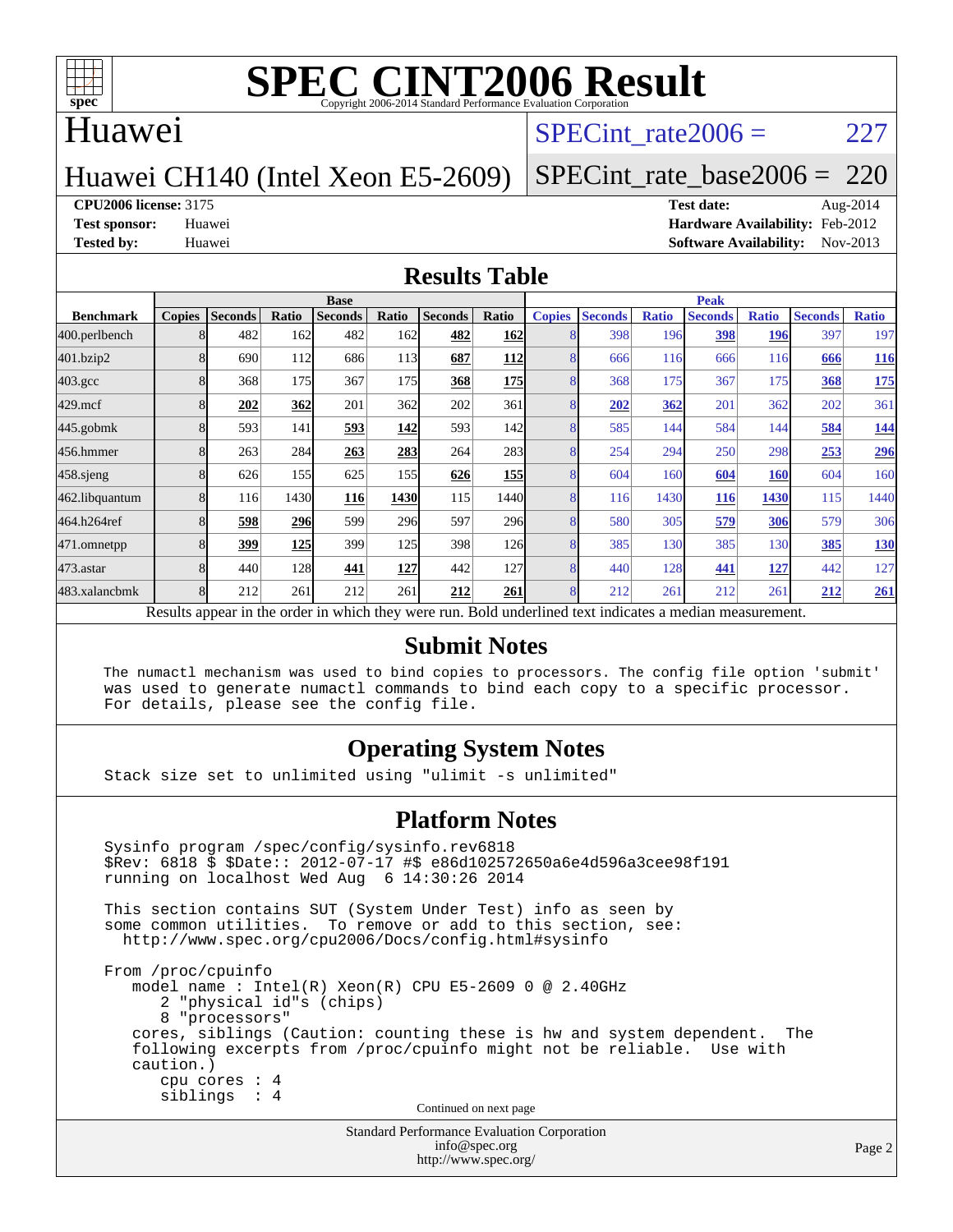# SPEC CINT2006 Result

Copyright 2006-2014 Standard Performance Evaluation Corporation

## Huawei

### Huawei CH140 (Intel Xeon E5-2609)

SPECint_rate2006 = 227

SPECint_rate_base2006 = 220

**CPU2006 license:** 3175
**Test sponsor:** Huawei
**Tested by:** Huawei

**Test date:** Aug-2014
**Hardware Availability:** Feb-2012
**Software Availability:** Nov-2013

## Results Table

| Benchmark | Base | | | | | | | Peak | | | | | | |
|---|---|---|---|---|---|---|---|---|---|---|---|---|---|---|
| | Copies | Seconds | Ratio | Seconds | Ratio | Seconds | Ratio | Copies | Seconds | Ratio | Seconds | Ratio | Seconds | Ratio |
| 400.perlbench | 8 | 482 | 162 | 482 | 162 | **482** | **162** | 8 | 398 | 196 | **398** | **196** | 397 | 197 |
| 401.bzip2 | 8 | 690 | 112 | 686 | 113 | **687** | **112** | 8 | 666 | 116 | 666 | 116 | **666** | **116** |
| 403.gcc | 8 | 368 | 175 | 367 | 175 | **368** | **175** | 8 | 368 | 175 | 367 | 175 | **368** | **175** |
| 429.mcf | 8 | **202** | **362** | 201 | 362 | 202 | 361 | 8 | **202** | **362** | 201 | 362 | 202 | 361 |
| 445.gobmk | 8 | 593 | 141 | **593** | **142** | 593 | 142 | 8 | 585 | 144 | 584 | 144 | **584** | **144** |
| 456.hmmer | 8 | 263 | 284 | **263** | **283** | 264 | 283 | 8 | 254 | 294 | 250 | 298 | **253** | **296** |
| 458.sjeng | 8 | 626 | 155 | 625 | 155 | **626** | **155** | 8 | 604 | 160 | **604** | **160** | 604 | 160 |
| 462.libquantum | 8 | 116 | 1430 | **116** | **1430** | 115 | 1440 | 8 | 116 | 1430 | **116** | **1430** | 115 | 1440 |
| 464.h264ref | 8 | **598** | **296** | 599 | 296 | 597 | 296 | 8 | 580 | 305 | **579** | **306** | 579 | 306 |
| 471.omnetpp | 8 | **399** | **125** | 399 | 125 | 398 | 126 | 8 | 385 | 130 | 385 | 130 | **385** | **130** |
| 473.astar | 8 | 440 | 128 | **441** | **127** | 442 | 127 | 8 | 440 | 128 | **441** | **127** | 442 | 127 |
| 483.xalancbmk | 8 | 212 | 261 | 212 | 261 | **212** | **261** | 8 | 212 | 261 | 212 | 261 | **212** | **261** |

Results appear in the order in which they were run. Bold underlined text indicates a median measurement.

## Submit Notes

```
The numactl mechanism was used to bind copies to processors. The config file option 'submit'
was used to generate numactl commands to bind each copy to a specific processor.
For details, please see the config file.
```

## Operating System Notes

```
Stack size set to unlimited using "ulimit -s unlimited"
```

## Platform Notes

```
Sysinfo program /spec/config/sysinfo.rev6818
$Rev: 6818 $ $Date:: 2012-07-17 #$ e86d102572650a6e4d596a3cee98f191
running on localhost Wed Aug  6 14:30:26 2014

This section contains SUT (System Under Test) info as seen by
some common utilities.  To remove or add to this section, see:
  http://www.spec.org/cpu2006/Docs/config.html#sysinfo

From /proc/cpuinfo
   model name : Intel(R) Xeon(R) CPU E5-2609 0 @ 2.40GHz
      2 "physical id"s (chips)
      8 "processors"
   cores, siblings (Caution: counting these is hw and system dependent.  The
   following excerpts from /proc/cpuinfo might not be reliable.  Use with
   caution.)
      cpu cores : 4
      siblings  : 4
```

Continued on next page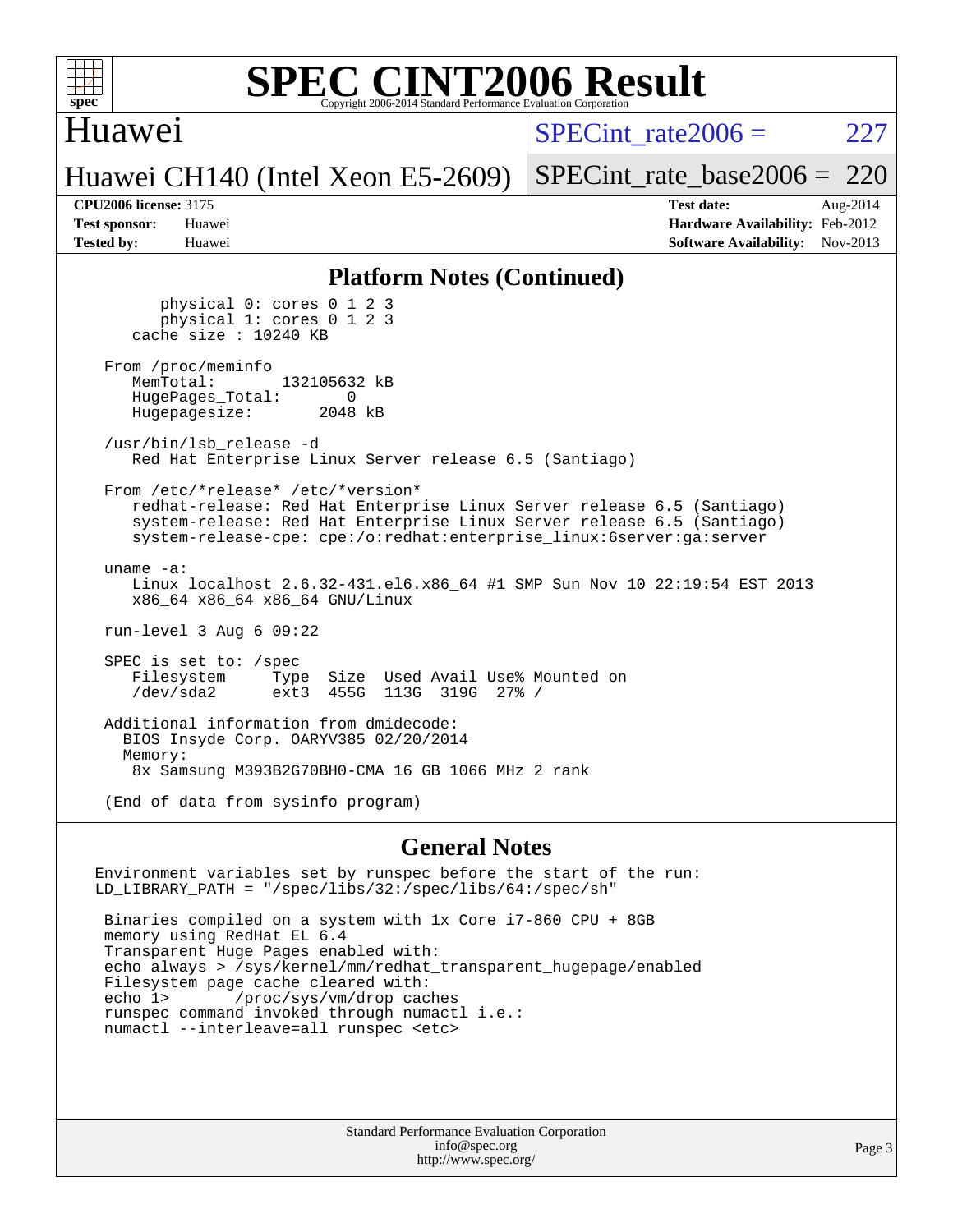# SPEC CINT2006 Result

Copyright 2006-2014 Standard Performance Evaluation Corporation

## Huawei

Huawei CH140 (Intel Xeon E5-2609)

SPECint_rate2006 = 227

SPECint_rate_base2006 = 220

**CPU2006 license:** 3175
**Test sponsor:** Huawei
**Tested by:** Huawei

**Test date:** Aug-2014
**Hardware Availability:** Feb-2012
**Software Availability:** Nov-2013

## Platform Notes (Continued)

```
        physical 0: cores 0 1 2 3
        physical 1: cores 0 1 2 3
     cache size : 10240 KB

  From /proc/meminfo
     MemTotal:       132105632 kB
     HugePages_Total:       0
     Hugepagesize:       2048 kB

  /usr/bin/lsb_release -d
     Red Hat Enterprise Linux Server release 6.5 (Santiago)

  From /etc/*release* /etc/*version*
     redhat-release: Red Hat Enterprise Linux Server release 6.5 (Santiago)
     system-release: Red Hat Enterprise Linux Server release 6.5 (Santiago)
     system-release-cpe: cpe:/o:redhat:enterprise_linux:6server:ga:server

  uname -a:
     Linux localhost 2.6.32-431.el6.x86_64 #1 SMP Sun Nov 10 22:19:54 EST 2013
     x86_64 x86_64 x86_64 GNU/Linux

  run-level 3 Aug 6 09:22

  SPEC is set to: /spec
     Filesystem     Type  Size  Used Avail Use% Mounted on
     /dev/sda2      ext3  455G  113G  319G  27% /

  Additional information from dmidecode:
    BIOS Insyde Corp. OARYV385 02/20/2014
    Memory:
     8x Samsung M393B2G70BH0-CMA 16 GB 1066 MHz 2 rank

  (End of data from sysinfo program)
```

## General Notes

```
Environment variables set by runspec before the start of the run:
LD_LIBRARY_PATH = "/spec/libs/32:/spec/libs/64:/spec/sh"

 Binaries compiled on a system with 1x Core i7-860 CPU + 8GB
 memory using RedHat EL 6.4
 Transparent Huge Pages enabled with:
 echo always > /sys/kernel/mm/redhat_transparent_hugepage/enabled
 Filesystem page cache cleared with:
 echo 1>       /proc/sys/vm/drop_caches
 runspec command invoked through numactl i.e.:
 numactl --interleave=all runspec <etc>
```

Standard Performance Evaluation Corporation
info@spec.org
http://www.spec.org/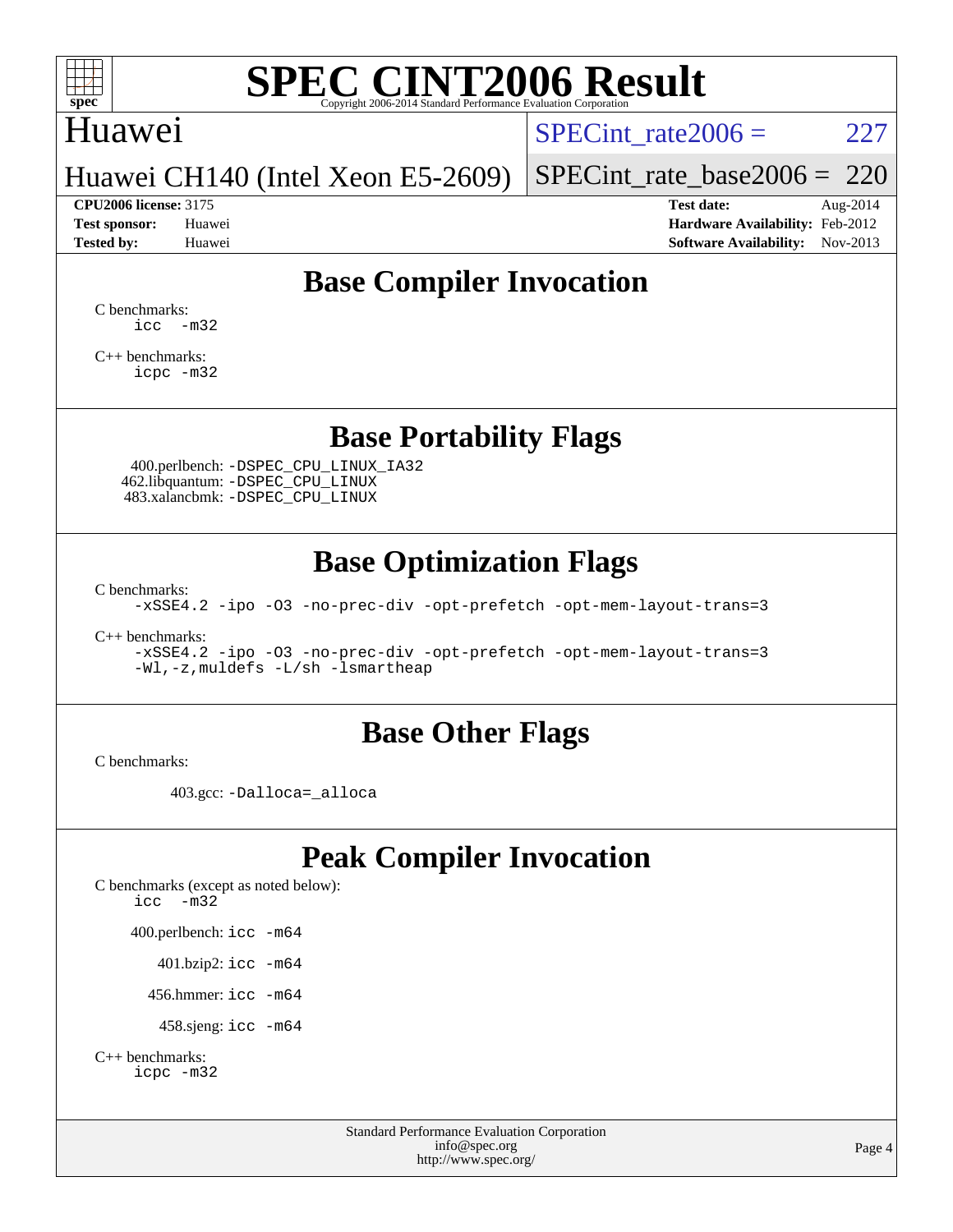# SPEC CINT2006 Result

Copyright 2006-2014 Standard Performance Evaluation Corporation

**Huawei**

**Huawei CH140 (Intel Xeon E5-2609)**

SPECint_rate2006 = 227

SPECint_rate_base2006 = 220

| | | | |
|---|---|---|---|
| **CPU2006 license:** | 3175 | **Test date:** | Aug-2014 |
| **Test sponsor:** | Huawei | **Hardware Availability:** | Feb-2012 |
| **Tested by:** | Huawei | **Software Availability:** | Nov-2013 |

## Base Compiler Invocation

C benchmarks:
```
icc -m32
```

C++ benchmarks:
```
icpc -m32
```

## Base Portability Flags

400.perlbench: `-DSPEC_CPU_LINUX_IA32`
462.libquantum: `-DSPEC_CPU_LINUX`
483.xalancbmk: `-DSPEC_CPU_LINUX`

## Base Optimization Flags

C benchmarks:
```
-xSSE4.2 -ipo -O3 -no-prec-div -opt-prefetch -opt-mem-layout-trans=3
```

C++ benchmarks:
```
-xSSE4.2 -ipo -O3 -no-prec-div -opt-prefetch -opt-mem-layout-trans=3
-Wl,-z,muldefs -L/sh -lsmartheap
```

## Base Other Flags

C benchmarks:

403.gcc: `-Dalloca=_alloca`

## Peak Compiler Invocation

C benchmarks (except as noted below):
```
icc -m32
```

400.perlbench: `icc -m64`

401.bzip2: `icc -m64`

456.hmmer: `icc -m64`

458.sjeng: `icc -m64`

C++ benchmarks:
```
icpc -m32
```

Standard Performance Evaluation Corporation
info@spec.org
http://www.spec.org/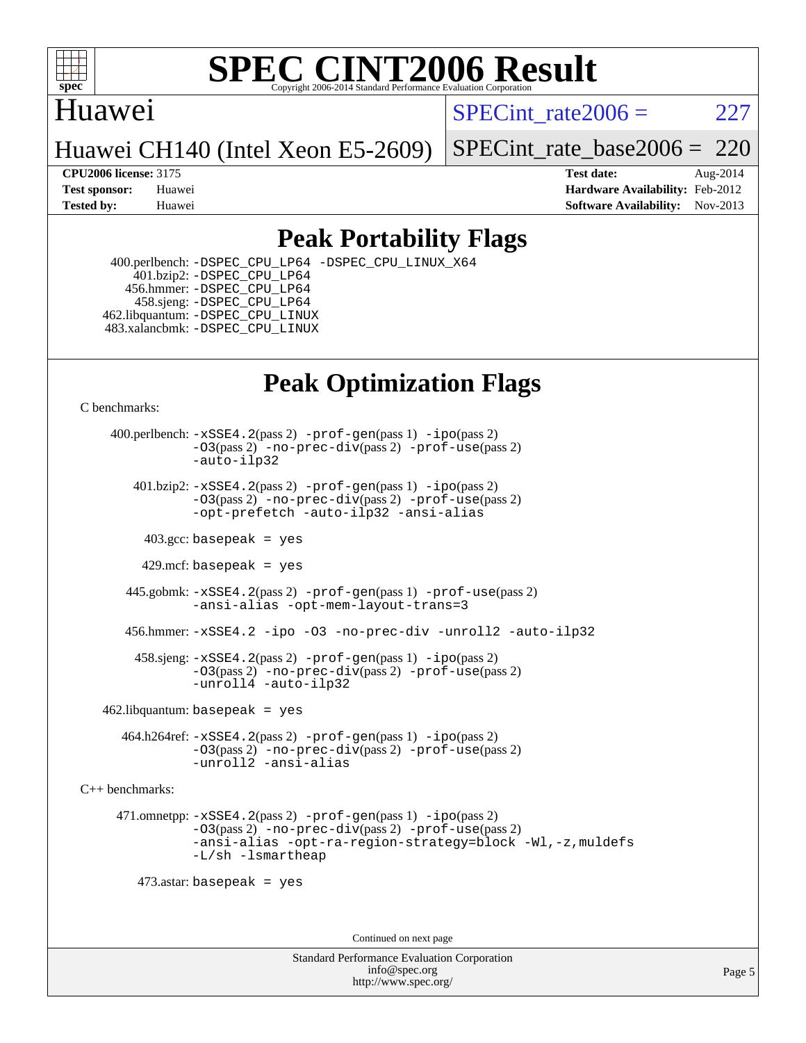## Peak Portability Flags

400.perlbench: -DSPEC_CPU_LP64 -DSPEC_CPU_LINUX_X64
401.bzip2: -DSPEC_CPU_LP64
456.hmmer: -DSPEC_CPU_LP64
458.sjeng: -DSPEC_CPU_LP64
462.libquantum: -DSPEC_CPU_LINUX
483.xalancbmk: -DSPEC_CPU_LINUX

## Peak Optimization Flags

C benchmarks:

400.perlbench: -xSSE4.2(pass 2) -prof-gen(pass 1) -ipo(pass 2) -O3(pass 2) -no-prec-div(pass 2) -prof-use(pass 2) -auto-ilp32

401.bzip2: -xSSE4.2(pass 2) -prof-gen(pass 1) -ipo(pass 2) -O3(pass 2) -no-prec-div(pass 2) -prof-use(pass 2) -opt-prefetch -auto-ilp32 -ansi-alias

403.gcc: basepeak = yes

429.mcf: basepeak = yes

445.gobmk: -xSSE4.2(pass 2) -prof-gen(pass 1) -prof-use(pass 2) -ansi-alias -opt-mem-layout-trans=3

456.hmmer: -xSSE4.2 -ipo -O3 -no-prec-div -unroll2 -auto-ilp32

458.sjeng: -xSSE4.2(pass 2) -prof-gen(pass 1) -ipo(pass 2) -O3(pass 2) -no-prec-div(pass 2) -prof-use(pass 2) -unroll4 -auto-ilp32

462.libquantum: basepeak = yes

464.h264ref: -xSSE4.2(pass 2) -prof-gen(pass 1) -ipo(pass 2) -O3(pass 2) -no-prec-div(pass 2) -prof-use(pass 2) -unroll2 -ansi-alias

C++ benchmarks:

471.omnetpp: -xSSE4.2(pass 2) -prof-gen(pass 1) -ipo(pass 2) -O3(pass 2) -no-prec-div(pass 2) -prof-use(pass 2) -ansi-alias -opt-ra-region-strategy=block -Wl,-z,muldefs -L/sh -lsmartheap

473.astar: basepeak = yes

Continued on next page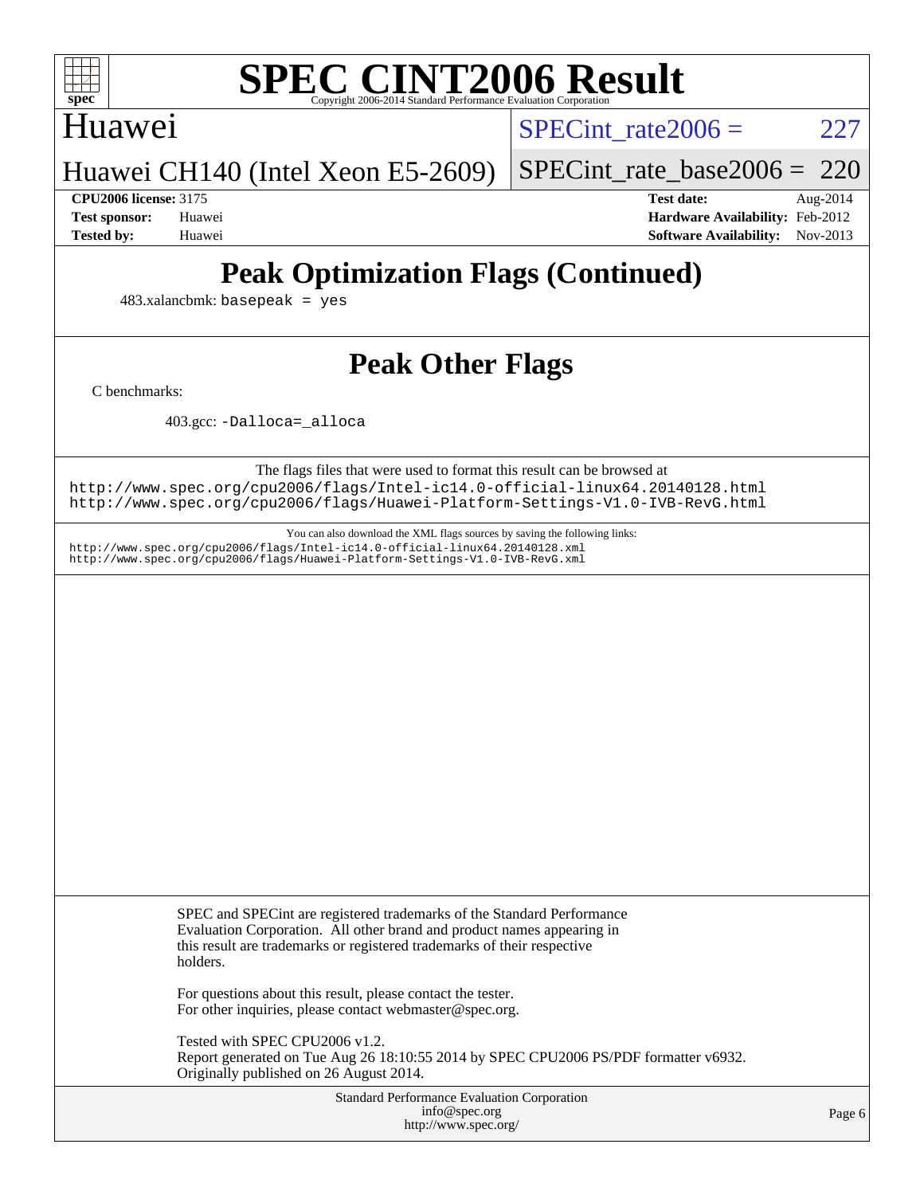# SPEC CINT2006 Result

Copyright 2006-2014 Standard Performance Evaluation Corporation

Huawei

Huawei CH140 (Intel Xeon E5-2609)

SPECint_rate2006 = 227

SPECint_rate_base2006 = 220

**CPU2006 license:** 3175
**Test sponsor:** Huawei
**Tested by:** Huawei

**Test date:** Aug-2014
**Hardware Availability:** Feb-2012
**Software Availability:** Nov-2013

## Peak Optimization Flags (Continued)

483.xalancbmk: basepeak = yes

## Peak Other Flags

C benchmarks:

403.gcc: -Dalloca=_alloca

The flags files that were used to format this result can be browsed at
http://www.spec.org/cpu2006/flags/Intel-ic14.0-official-linux64.20140128.html
http://www.spec.org/cpu2006/flags/Huawei-Platform-Settings-V1.0-IVB-RevG.html

You can also download the XML flags sources by saving the following links:
http://www.spec.org/cpu2006/flags/Intel-ic14.0-official-linux64.20140128.xml
http://www.spec.org/cpu2006/flags/Huawei-Platform-Settings-V1.0-IVB-RevG.xml

SPEC and SPECint are registered trademarks of the Standard Performance Evaluation Corporation. All other brand and product names appearing in this result are trademarks or registered trademarks of their respective holders.

For questions about this result, please contact the tester.
For other inquiries, please contact webmaster@spec.org.

Tested with SPEC CPU2006 v1.2.
Report generated on Tue Aug 26 18:10:55 2014 by SPEC CPU2006 PS/PDF formatter v6932.
Originally published on 26 August 2014.

Standard Performance Evaluation Corporation
info@spec.org
http://www.spec.org/